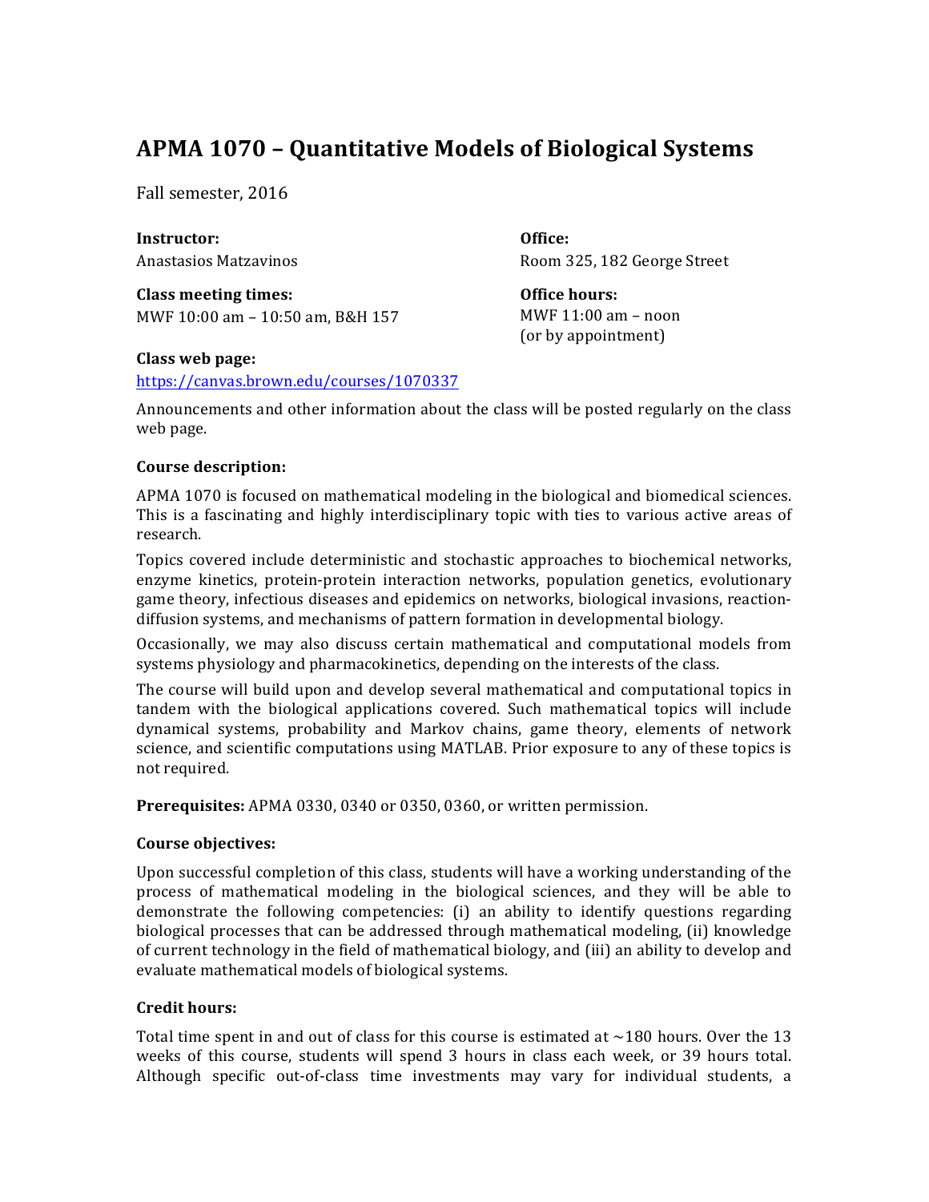# APMA 1070 – Quantitative Models of Biological Systems

Fall semester, 2016

**Instructor:**
Anastasios Matzavinos

**Office:**
Room 325, 182 George Street

**Class meeting times:**
MWF 10:00 am – 10:50 am, B&H 157

**Office hours:**
MWF 11:00 am – noon
(or by appointment)

**Class web page:**
https://canvas.brown.edu/courses/1070337

Announcements and other information about the class will be posted regularly on the class web page.

**Course description:**

APMA 1070 is focused on mathematical modeling in the biological and biomedical sciences. This is a fascinating and highly interdisciplinary topic with ties to various active areas of research.

Topics covered include deterministic and stochastic approaches to biochemical networks, enzyme kinetics, protein-protein interaction networks, population genetics, evolutionary game theory, infectious diseases and epidemics on networks, biological invasions, reaction-diffusion systems, and mechanisms of pattern formation in developmental biology.

Occasionally, we may also discuss certain mathematical and computational models from systems physiology and pharmacokinetics, depending on the interests of the class.

The course will build upon and develop several mathematical and computational topics in tandem with the biological applications covered. Such mathematical topics will include dynamical systems, probability and Markov chains, game theory, elements of network science, and scientific computations using MATLAB. Prior exposure to any of these topics is not required.

**Prerequisites:** APMA 0330, 0340 or 0350, 0360, or written permission.

**Course objectives:**

Upon successful completion of this class, students will have a working understanding of the process of mathematical modeling in the biological sciences, and they will be able to demonstrate the following competencies: (i) an ability to identify questions regarding biological processes that can be addressed through mathematical modeling, (ii) knowledge of current technology in the field of mathematical biology, and (iii) an ability to develop and evaluate mathematical models of biological systems.

**Credit hours:**

Total time spent in and out of class for this course is estimated at ~180 hours. Over the 13 weeks of this course, students will spend 3 hours in class each week, or 39 hours total. Although specific out-of-class time investments may vary for individual students, a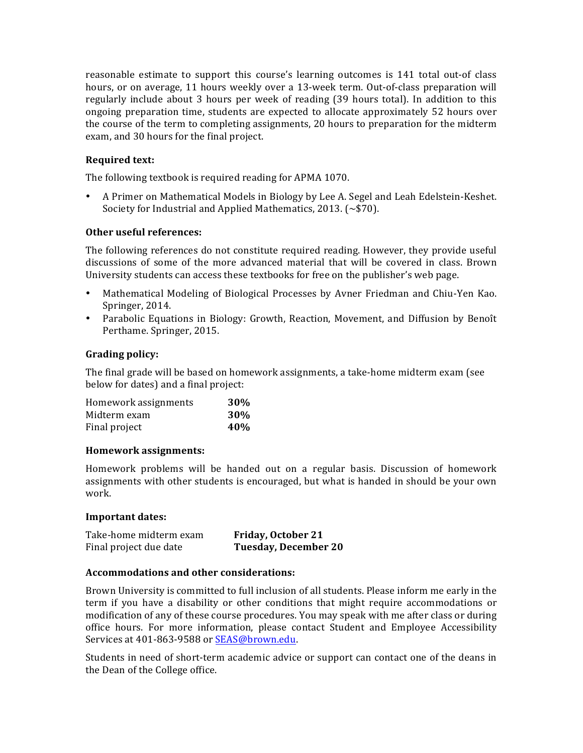reasonable estimate to support this course's learning outcomes is 141 total out-of class hours, or on average, 11 hours weekly over a 13-week term. Out-of-class preparation will regularly include about 3 hours per week of reading (39 hours total). In addition to this ongoing preparation time, students are expected to allocate approximately 52 hours over the course of the term to completing assignments, 20 hours to preparation for the midterm exam, and 30 hours for the final project.

**Required text:**

The following textbook is required reading for APMA 1070.

- A Primer on Mathematical Models in Biology by Lee A. Segel and Leah Edelstein-Keshet. Society for Industrial and Applied Mathematics, 2013. (~$70).

**Other useful references:**

The following references do not constitute required reading. However, they provide useful discussions of some of the more advanced material that will be covered in class. Brown University students can access these textbooks for free on the publisher's web page.

- Mathematical Modeling of Biological Processes by Avner Friedman and Chiu-Yen Kao. Springer, 2014.
- Parabolic Equations in Biology: Growth, Reaction, Movement, and Diffusion by Benoît Perthame. Springer, 2015.

**Grading policy:**

The final grade will be based on homework assignments, a take-home midterm exam (see below for dates) and a final project:

| | |
|---|---|
| Homework assignments | **30%** |
| Midterm exam | **30%** |
| Final project | **40%** |

**Homework assignments:**

Homework problems will be handed out on a regular basis. Discussion of homework assignments with other students is encouraged, but what is handed in should be your own work.

**Important dates:**

| | |
|---|---|
| Take-home midterm exam | **Friday, October 21** |
| Final project due date | **Tuesday, December 20** |

**Accommodations and other considerations:**

Brown University is committed to full inclusion of all students. Please inform me early in the term if you have a disability or other conditions that might require accommodations or modification of any of these course procedures. You may speak with me after class or during office hours. For more information, please contact Student and Employee Accessibility Services at 401-863-9588 or SEAS@brown.edu.

Students in need of short-term academic advice or support can contact one of the deans in the Dean of the College office.